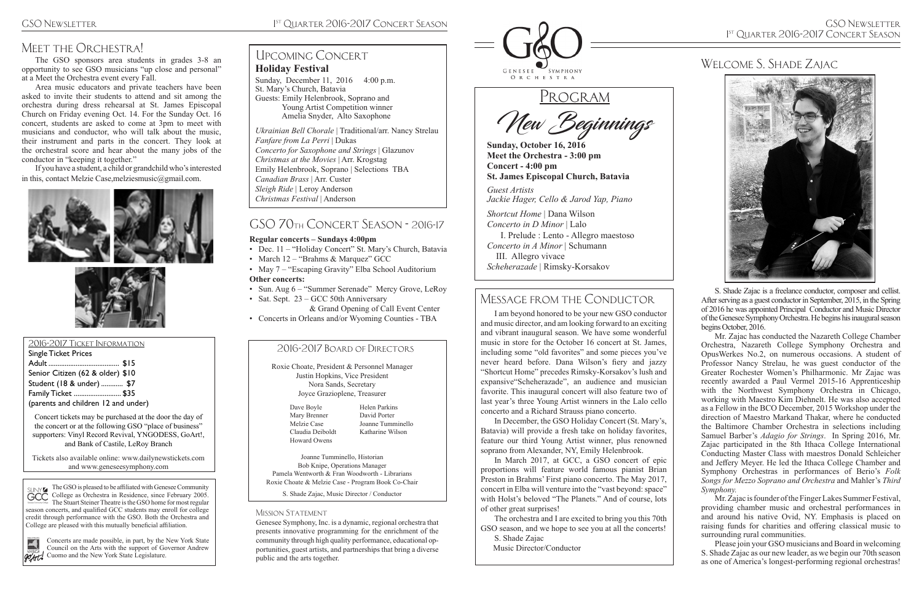# Meet the Orchestra!

The GSO sponsors area students in grades 3-8 an opportunity to see GSO musicians "up close and personal" at a Meet the Orchestra event every Fall.

Area music educators and private teachers have been asked to invite their students to attend and sit among the orchestra during dress rehearsal at St. James Episcopal Church on Friday evening Oct. 14. For the Sunday Oct. 16 concert, students are asked to come at 3pm to meet with musicians and conductor, who will talk about the music, their instrument and parts in the concert. They look at the orchestral score and hear about the many jobs of the conductor in "keeping it together."

If you have a student, a child or grandchild who's interested in this, contact Melzie Case,melziesmusic@gmail.com.

## 2016-2017 Ticket Information

**Single Ticket Prices**

| | |
|---|---|
| Adult | $15 |
| Senior Citizen (62 & older) | $10 |
| Student (18 & under) | $7 |
| Family Ticket | $35 |

(parents and children 12 and under)

Concert tickets may be purchased at the door the day of the concert or at the following GSO "place of business" supporters: Vinyl Record Revival, YNGODESS, GoArt!, and Bank of Castile, LeRoy Branch

Tickets also available online: www.dailynewstickets.com and www.geneseesymphony.com

The GSO is pleased to be affiliated with Genesee Community College as Orchestra in Residence, since February 2005. The Stuart Steiner Theatre is the GSO home for most regular season concerts, and qualified GCC students may enroll for college credit through performance with the GSO. Both the Orchestra and College are pleased with this mutually beneficial affiliation.

Concerts are made possible, in part, by the New York State Council on the Arts with the support of Governor Andrew Cuomo and the New York State Legislature.

# Upcoming Concert

**Holiday Festival**

Sunday, December 11, 2016 4:00 p.m.
St. Mary's Church, Batavia
Guests: Emily Helenbrook, Soprano and
Young Artist Competition winner
Amelia Snyder, Alto Saxophone

*Ukrainian Bell Chorale* | Traditional/arr. Nancy Strelau
*Fanfare from La Perri* | Dukas
*Concerto for Saxophone and Strings* | Glazunov
*Christmas at the Movies* | Arr. Krogstag
Emily Helenbrook, Soprano | Selections TBA
*Canadian Brass* | Arr. Custer
*Sleigh Ride* | Leroy Anderson
*Christmas Festival* | Anderson

# GSO 70th Concert Season - 2016-17

**Regular concerts – Sundays 4:00pm**

- Dec. 11 – "Holiday Concert" St. Mary's Church, Batavia
- March 12 – "Brahms & Marquez" GCC
- May 7 – "Escaping Gravity" Elba School Auditorium

**Other concerts:**

- Sun. Aug 6 – "Summer Serenade" Mercy Grove, LeRoy
- Sat. Sept. 23 – GCC 50th Anniversary & Grand Opening of Call Event Center
- Concerts in Orleans and/or Wyoming Counties - TBA

## 2016-2017 Board of Directors

Roxie Choate, President & Personnel Manager
Justin Hopkins, Vice President
Nora Sands, Secretary
Joyce Grazioplene, Treasurer

| | |
|---|---|
| Dave Boyle | Helen Parkins |
| Mary Brenner | David Porter |
| Melzie Case | Joanne Tumminello |
| Claudia Deiboldt | Katharine Wilson |
| Howard Owens | |

Joanne Tumminello, Historian
Bob Knipe, Operations Manager
Pamela Wentworth & Fran Woodworth - Librarians
Roxie Choate & Melzie Case - Program Book Co-Chair

S. Shade Zajac, Music Director / Conductor

## Mission Statement

Genesee Symphony, Inc. is a dynamic, regional orchestra that presents innovative programming for the enrichment of the community through high quality performance, educational opportunities, guest artists, and partnerships that bring a diverse public and the arts together.

# Program

*New Beginnings*

**Sunday, October 16, 2016**
**Meet the Orchestra - 3:00 pm**
**Concert - 4:00 pm**
**St. James Episcopal Church, Batavia**

*Guest Artists*
*Jackie Hager, Cello & Jarod Yap, Piano*

*Shortcut Home* | Dana Wilson
*Concerto in D Minor* | Lalo
I. Prelude : Lento - Allegro maestoso
*Concerto in A Minor* | Schumann
III. Allegro vivace
*Scheherazade* | Rimsky-Korsakov

# Message from the Conductor

I am beyond honored to be your new GSO conductor and music director, and am looking forward to an exciting and vibrant inaugural season. We have some wonderful music in store for the October 16 concert at St. James, including some "old favorites" and some pieces you've never heard before. Dana Wilson's fiery and jazzy "Shortcut Home" precedes Rimsky-Korsakov's lush and expansive"Scheherazade", an audience and musician favorite. This inaugural concert will also feature two of last year's three Young Artist winners in the Lalo cello concerto and a Richard Strauss piano concerto.

In December, the GSO Holiday Concert (St. Mary's, Batavia) will provide a fresh take on holiday favorites, feature our third Young Artist winner, plus renowned soprano from Alexander, NY, Emily Helenbrook.

In March 2017, at GCC, a GSO concert of epic proportions will feature world famous pianist Brian Preston in Brahms' First piano concerto. The May 2017, concert in Elba will venture into the "vast beyond: space" with Holst's beloved "The Planets." And of course, lots of other great surprises!

The orchestra and I are excited to bring you this 70th GSO season, and we hope to see you at all the concerts!

S. Shade Zajac
Music Director/Conductor

# Welcome S. Shade Zajac

S. Shade Zajac is a freelance conductor, composer and cellist. After serving as a guest conductor in September, 2015, in the Spring of 2016 he was appointed Principal Conductor and Music Director of the Genesee Symphony Orchestra. He begins his inaugural season begins October, 2016.

Mr. Zajac has conducted the Nazareth College Chamber Orchestra, Nazareth College Symphony Orchestra and OpusWerkes No.2, on numerous occasions. A student of Professor Nancy Strelau, he was guest conductor of the Greater Rochester Women's Philharmonic. Mr Zajac was recently awarded a Paul Vermel 2015-16 Apprenticeship with the Northwest Symphony Orchestra in Chicago, working with Maestro Kim Diehnelt. He was also accepted as a Fellow in the BCO December, 2015 Workshop under the direction of Maestro Markand Thakar, where he conducted the Baltimore Chamber Orchestra in selections including Samuel Barber's *Adagio for Strings*. In Spring 2016, Mr. Zajac participated in the 8th Ithaca College International Conducting Master Class with maestros Donald Schleicher and Jeffery Meyer. He led the Ithaca College Chamber and Symphony Orchestras in performances of Berio's *Folk Songs for Mezzo Soprano and Orchestra* and Mahler's *Third Symphony.*

Mr. Zajac is founder of the Finger Lakes Summer Festival, providing chamber music and orchestral performances in and around his native Ovid, NY. Emphasis is placed on raising funds for charities and offering classical music to surrounding rural communities.

Please join your GSO musicians and Board in welcoming S. Shade Zajac as our new leader, as we begin our 70th season as one of America's longest-performing regional orchestras!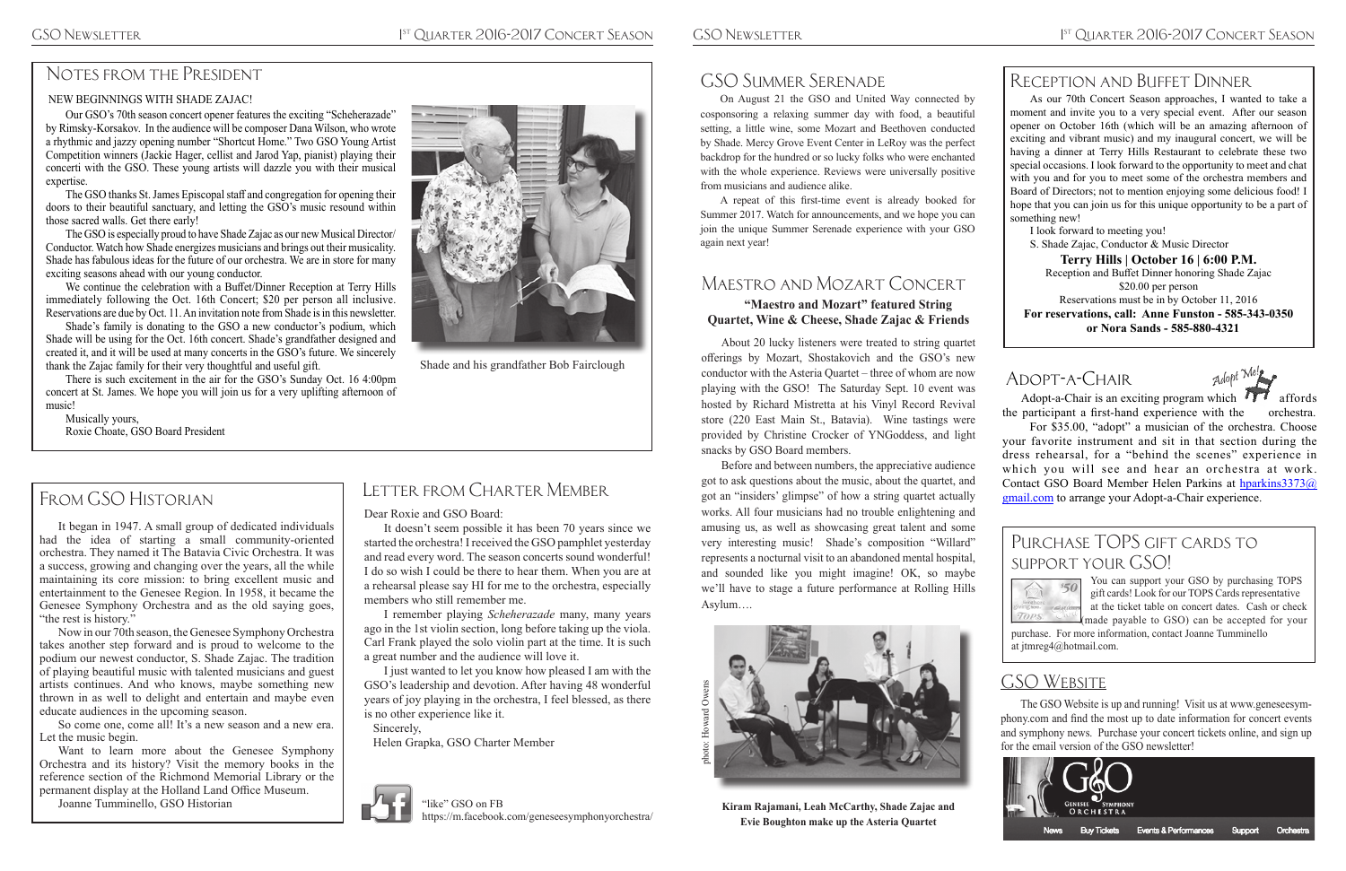## Notes from the President

NEW BEGINNINGS WITH SHADE ZAJAC!

Our GSO's 70th season concert opener features the exciting "Scheherazade" by Rimsky-Korsakov. In the audience will be composer Dana Wilson, who wrote a rhythmic and jazzy opening number "Shortcut Home." Two GSO Young Artist Competition winners (Jackie Hager, cellist and Jarod Yap, pianist) playing their concerti with the GSO. These young artists will dazzle you with their musical expertise.

The GSO thanks St. James Episcopal staff and congregation for opening their doors to their beautiful sanctuary, and letting the GSO's music resound within those sacred walls. Get there early!

The GSO is especially proud to have Shade Zajac as our new Musical Director/Conductor. Watch how Shade energizes musicians and brings out their musicality. Shade has fabulous ideas for the future of our orchestra. We are in store for many exciting seasons ahead with our young conductor.

We continue the celebration with a Buffet/Dinner Reception at Terry Hills immediately following the Oct. 16th Concert; $20 per person all inclusive. Reservations are due by Oct. 11. An invitation note from Shade is in this newsletter.

Shade's family is donating to the GSO a new conductor's podium, which Shade will be using for the Oct. 16th concert. Shade's grandfather designed and created it, and it will be used at many concerts in the GSO's future. We sincerely thank the Zajac family for their very thoughtful and useful gift.

There is such excitement in the air for the GSO's Sunday Oct. 16 4:00pm concert at St. James. We hope you will join us for a very uplifting afternoon of music!

Musically yours,
Roxie Choate, GSO Board President

Shade and his grandfather Bob Fairclough

## From GSO Historian

It began in 1947. A small group of dedicated individuals had the idea of starting a small community-oriented orchestra. They named it The Batavia Civic Orchestra. It was a success, growing and changing over the years, all the while maintaining its core mission: to bring excellent music and entertainment to the Genesee Region. In 1958, it became the Genesee Symphony Orchestra and as the old saying goes, "the rest is history."

Now in our 70th season, the Genesee Symphony Orchestra takes another step forward and is proud to welcome to the podium our newest conductor, S. Shade Zajac. The tradition of playing beautiful music with talented musicians and guest artists continues. And who knows, maybe something new thrown in as well to delight and entertain and maybe even educate audiences in the upcoming season.

So come one, come all! It's a new season and a new era. Let the music begin.

Want to learn more about the Genesee Symphony Orchestra and its history? Visit the memory books in the reference section of the Richmond Memorial Library or the permanent display at the Holland Land Office Museum.

Joanne Tumminello, GSO Historian

## Letter from Charter Member

Dear Roxie and GSO Board:

It doesn't seem possible it has been 70 years since we started the orchestra! I received the GSO pamphlet yesterday and read every word. The season concerts sound wonderful! I do so wish I could be there to hear them. When you are at a rehearsal please say HI for me to the orchestra, especially members who still remember me.

I remember playing *Scheherazade* many, many years ago in the 1st violin section, long before taking up the viola. Carl Frank played the solo violin part at the time. It is such a great number and the audience will love it.

I just wanted to let you know how pleased I am with the GSO's leadership and devotion. After having 48 wonderful years of joy playing in the orchestra, I feel blessed, as there is no other experience like it.

Sincerely,
Helen Grapka, GSO Charter Member

"like" GSO on FB
https://m.facebook.com/geneseesymphonyorchestra/

## GSO Summer Serenade

On August 21 the GSO and United Way connected by cosponsoring a relaxing summer day with food, a beautiful setting, a little wine, some Mozart and Beethoven conducted by Shade. Mercy Grove Event Center in LeRoy was the perfect backdrop for the hundred or so lucky folks who were enchanted with the whole experience. Reviews were universally positive from musicians and audience alike.

A repeat of this first-time event is already booked for Summer 2017. Watch for announcements, and we hope you can join the unique Summer Serenade experience with your GSO again next year!

## Maestro and Mozart Concert

**"Maestro and Mozart" featured String Quartet, Wine & Cheese, Shade Zajac & Friends**

About 20 lucky listeners were treated to string quartet offerings by Mozart, Shostakovich and the GSO's new conductor with the Asteria Quartet – three of whom are now playing with the GSO! The Saturday Sept. 10 event was hosted by Richard Mistretta at his Vinyl Record Revival store (220 East Main St., Batavia). Wine tastings were provided by Christine Crocker of YNGoddess, and light snacks by GSO Board members.

Before and between numbers, the appreciative audience got to ask questions about the music, about the quartet, and got an "insiders' glimpse" of how a string quartet actually works. All four musicians had no trouble enlightening and amusing us, as well as showcasing great talent and some very interesting music! Shade's composition "Willard" represents a nocturnal visit to an abandoned mental hospital, and sounded like you might imagine! OK, so maybe we'll have to stage a future performance at Rolling Hills Asylum….

photo: Howard Owens

**Kiram Rajamani, Leah McCarthy, Shade Zajac and Evie Boughton make up the Asteria Quartet**

## Reception and Buffet Dinner

As our 70th Concert Season approaches, I wanted to take a moment and invite you to a very special event. After our season opener on October 16th (which will be an amazing afternoon of exciting and vibrant music) and my inaugural concert, we will be having a dinner at Terry Hills Restaurant to celebrate these two special occasions. I look forward to the opportunity to meet and chat with you and for you to meet some of the orchestra members and Board of Directors; not to mention enjoying some delicious food! I hope that you can join us for this unique opportunity to be a part of something new!

I look forward to meeting you!
S. Shade Zajac, Conductor & Music Director

**Terry Hills | October 16 | 6:00 P.M.**
Reception and Buffet Dinner honoring Shade Zajac
$20.00 per person
Reservations must be in by October 11, 2016
**For reservations, call: Anne Funston - 585-343-0350 or Nora Sands - 585-880-4321**

## Adopt-a-Chair

Adopt Me!

Adopt-a-Chair is an exciting program which affords the participant a first-hand experience with the orchestra.

For $35.00, "adopt" a musician of the orchestra. Choose your favorite instrument and sit in that section during the dress rehearsal, for a "behind the scenes" experience in which you will see and hear an orchestra at work. Contact GSO Board Member Helen Parkins at hparkins3373@gmail.com to arrange your Adopt-a-Chair experience.

## Purchase TOPS gift cards to support your GSO!

You can support your GSO by purchasing TOPS gift cards! Look for our TOPS Cards representative at the ticket table on concert dates. Cash or check (made payable to GSO) can be accepted for your purchase. For more information, contact Joanne Tumminello at jtmreg4@hotmail.com.

## GSO Website

The GSO Website is up and running! Visit us at www.geneseesymphony.com and find the most up to date information for concert events and symphony news. Purchase your concert tickets online, and sign up for the email version of the GSO newsletter!